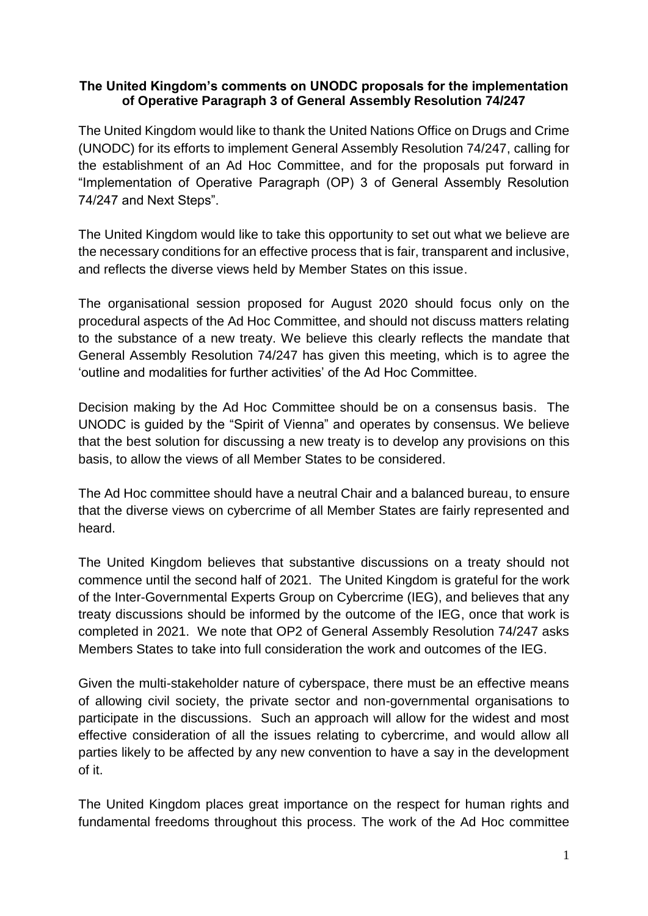**The United Kingdom's comments on UNODC proposals for the implementation of Operative Paragraph 3 of General Assembly Resolution 74/247**

The United Kingdom would like to thank the United Nations Office on Drugs and Crime (UNODC) for its efforts to implement General Assembly Resolution 74/247, calling for the establishment of an Ad Hoc Committee, and for the proposals put forward in "Implementation of Operative Paragraph (OP) 3 of General Assembly Resolution 74/247 and Next Steps".

The United Kingdom would like to take this opportunity to set out what we believe are the necessary conditions for an effective process that is fair, transparent and inclusive, and reflects the diverse views held by Member States on this issue.

The organisational session proposed for August 2020 should focus only on the procedural aspects of the Ad Hoc Committee, and should not discuss matters relating to the substance of a new treaty. We believe this clearly reflects the mandate that General Assembly Resolution 74/247 has given this meeting, which is to agree the 'outline and modalities for further activities' of the Ad Hoc Committee.

Decision making by the Ad Hoc Committee should be on a consensus basis. The UNODC is guided by the "Spirit of Vienna" and operates by consensus. We believe that the best solution for discussing a new treaty is to develop any provisions on this basis, to allow the views of all Member States to be considered.

The Ad Hoc committee should have a neutral Chair and a balanced bureau, to ensure that the diverse views on cybercrime of all Member States are fairly represented and heard.

The United Kingdom believes that substantive discussions on a treaty should not commence until the second half of 2021. The United Kingdom is grateful for the work of the Inter-Governmental Experts Group on Cybercrime (IEG), and believes that any treaty discussions should be informed by the outcome of the IEG, once that work is completed in 2021. We note that OP2 of General Assembly Resolution 74/247 asks Members States to take into full consideration the work and outcomes of the IEG.

Given the multi-stakeholder nature of cyberspace, there must be an effective means of allowing civil society, the private sector and non-governmental organisations to participate in the discussions. Such an approach will allow for the widest and most effective consideration of all the issues relating to cybercrime, and would allow all parties likely to be affected by any new convention to have a say in the development of it.

The United Kingdom places great importance on the respect for human rights and fundamental freedoms throughout this process. The work of the Ad Hoc committee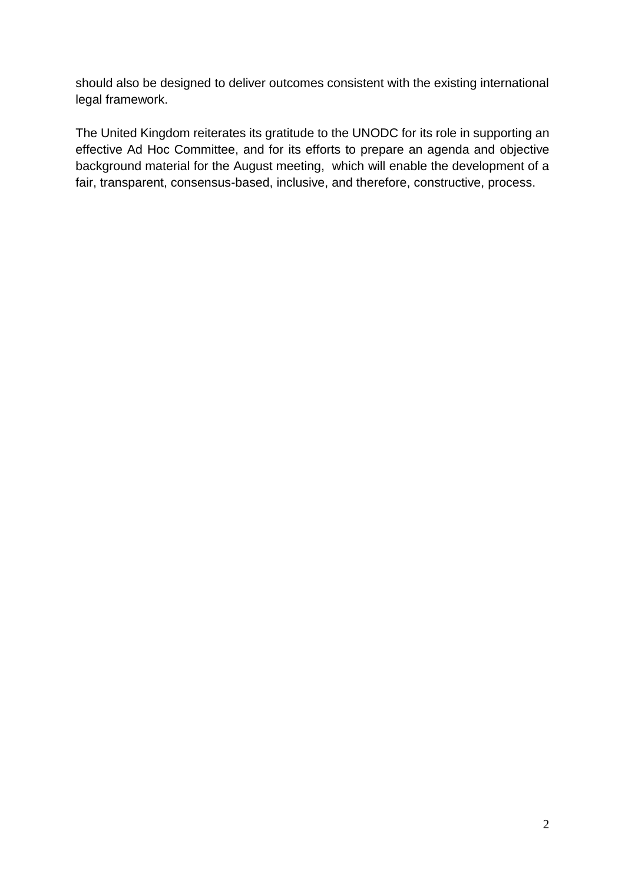should also be designed to deliver outcomes consistent with the existing international legal framework.

The United Kingdom reiterates its gratitude to the UNODC for its role in supporting an effective Ad Hoc Committee, and for its efforts to prepare an agenda and objective background material for the August meeting, which will enable the development of a fair, transparent, consensus-based, inclusive, and therefore, constructive, process.